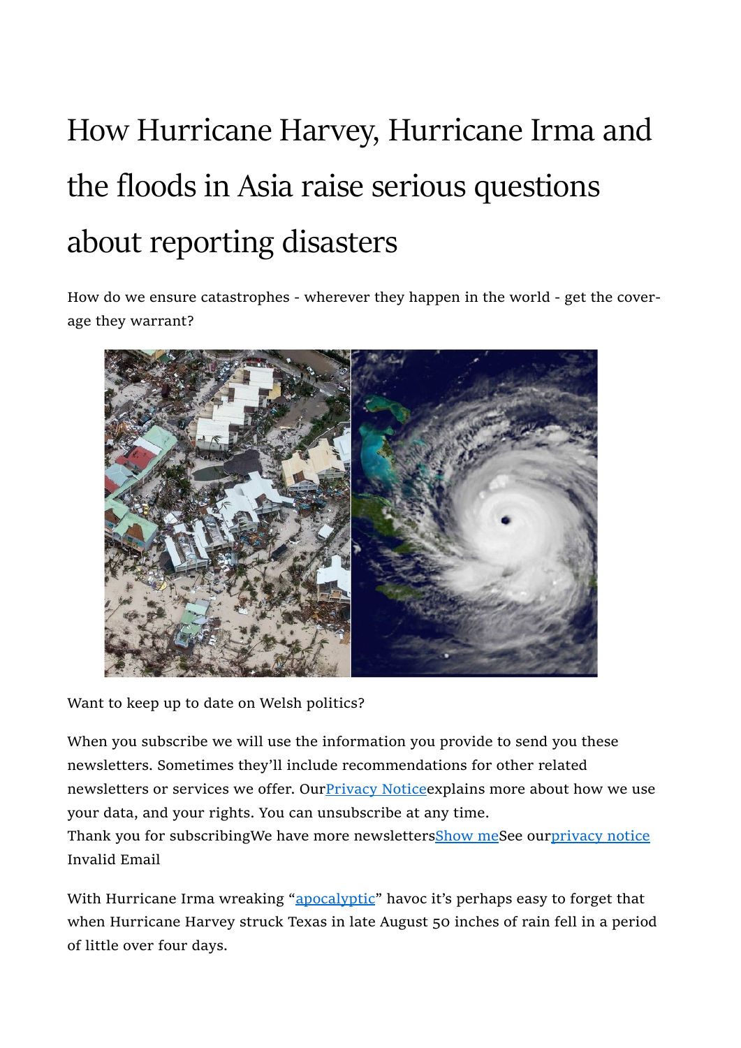# How Hurricane Harvey, Hurricane Irma and the floods in Asia raise serious questions about reporting disasters

How do we ensure catastrophes - wherever they happen in the world - get the coverage they warrant?

Want to keep up to date on Welsh politics?

When you subscribe we will use the information you provide to send you these newsletters. Sometimes they'll include recommendations for other related newsletters or services we offer. Our Privacy Notice explains more about how we use your data, and your rights. You can unsubscribe at any time.
Thank you for subscribing We have more newsletters Show me See our privacy notice
Invalid Email

With Hurricane Irma wreaking "apocalyptic" havoc it's perhaps easy to forget that when Hurricane Harvey struck Texas in late August 50 inches of rain fell in a period of little over four days.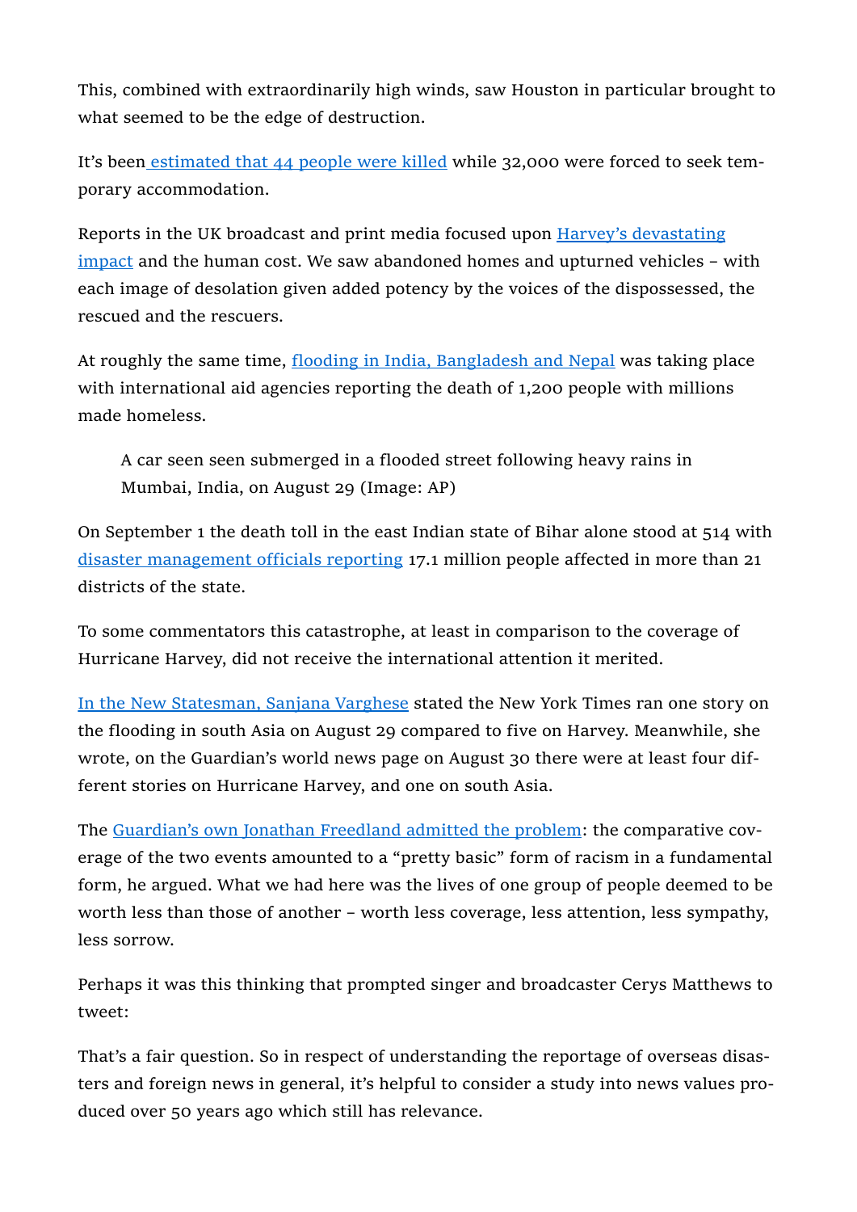This, combined with extraordinarily high winds, saw Houston in particular brought to what seemed to be the edge of destruction.

It's been [estimated that 44 people were killed](#) while 32,000 were forced to seek temporary accommodation.

Reports in the UK broadcast and print media focused upon [Harvey's devastating impact](#) and the human cost. We saw abandoned homes and upturned vehicles – with each image of desolation given added potency by the voices of the dispossessed, the rescued and the rescuers.

At roughly the same time, [flooding in India, Bangladesh and Nepal](#) was taking place with international aid agencies reporting the death of 1,200 people with millions made homeless.

> A car seen seen submerged in a flooded street following heavy rains in Mumbai, India, on August 29 (Image: AP)

On September 1 the death toll in the east Indian state of Bihar alone stood at 514 with [disaster management officials reporting](#) 17.1 million people affected in more than 21 districts of the state.

To some commentators this catastrophe, at least in comparison to the coverage of Hurricane Harvey, did not receive the international attention it merited.

[In the New Statesman, Sanjana Varghese](#) stated the New York Times ran one story on the flooding in south Asia on August 29 compared to five on Harvey. Meanwhile, she wrote, on the Guardian's world news page on August 30 there were at least four different stories on Hurricane Harvey, and one on south Asia.

The [Guardian's own Jonathan Freedland admitted the problem](#): the comparative coverage of the two events amounted to a "pretty basic" form of racism in a fundamental form, he argued. What we had here was the lives of one group of people deemed to be worth less than those of another – worth less coverage, less attention, less sympathy, less sorrow.

Perhaps it was this thinking that prompted singer and broadcaster Cerys Matthews to tweet:

That's a fair question. So in respect of understanding the reportage of overseas disasters and foreign news in general, it's helpful to consider a study into news values produced over 50 years ago which still has relevance.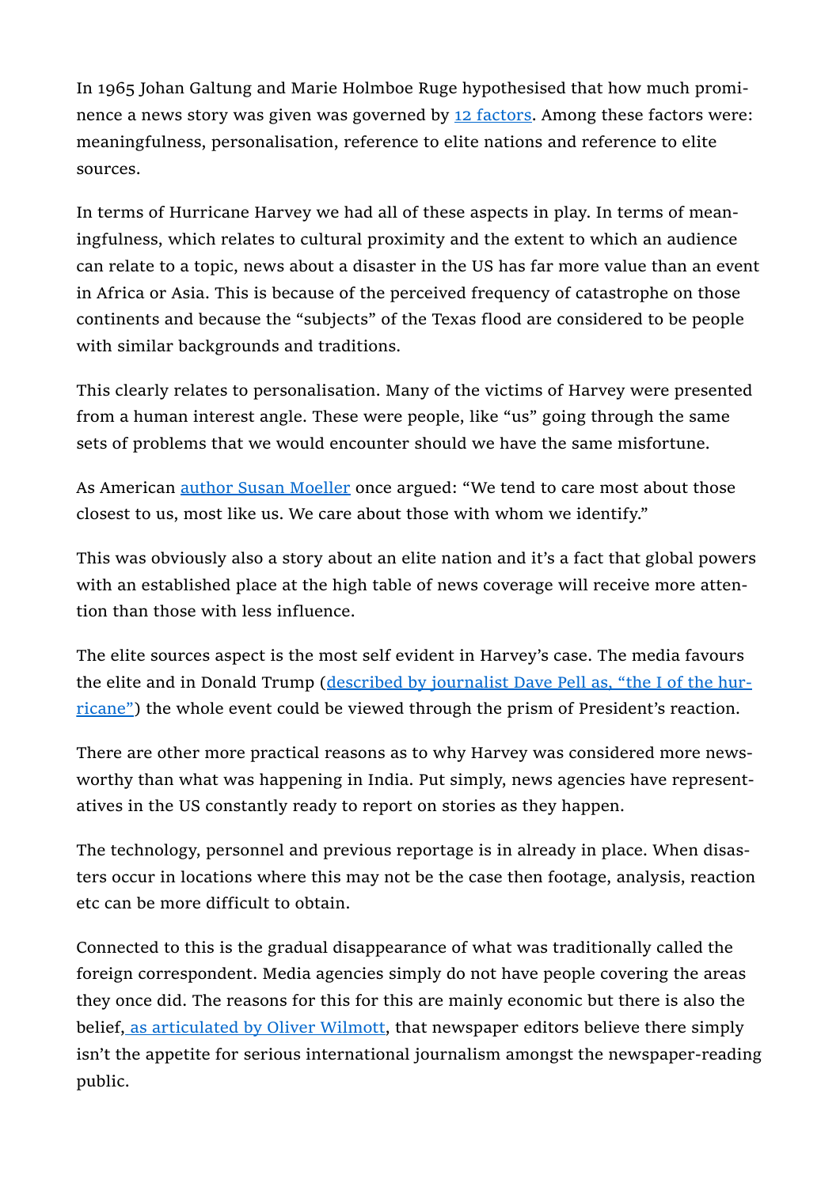In 1965 Johan Galtung and Marie Holmboe Ruge hypothesised that how much prominence a news story was given was governed by [12 factors](). Among these factors were: meaningfulness, personalisation, reference to elite nations and reference to elite sources.

In terms of Hurricane Harvey we had all of these aspects in play. In terms of meaningfulness, which relates to cultural proximity and the extent to which an audience can relate to a topic, news about a disaster in the US has far more value than an event in Africa or Asia. This is because of the perceived frequency of catastrophe on those continents and because the "subjects" of the Texas flood are considered to be people with similar backgrounds and traditions.

This clearly relates to personalisation. Many of the victims of Harvey were presented from a human interest angle. These were people, like "us" going through the same sets of problems that we would encounter should we have the same misfortune.

As American [author Susan Moeller]() once argued: "We tend to care most about those closest to us, most like us. We care about those with whom we identify."

This was obviously also a story about an elite nation and it's a fact that global powers with an established place at the high table of news coverage will receive more attention than those with less influence.

The elite sources aspect is the most self evident in Harvey's case. The media favours the elite and in Donald Trump ([described by journalist Dave Pell as, "the I of the hurricane"]()) the whole event could be viewed through the prism of President's reaction.

There are other more practical reasons as to why Harvey was considered more newsworthy than what was happening in India. Put simply, news agencies have representatives in the US constantly ready to report on stories as they happen.

The technology, personnel and previous reportage is in already in place. When disasters occur in locations where this may not be the case then footage, analysis, reaction etc can be more difficult to obtain.

Connected to this is the gradual disappearance of what was traditionally called the foreign correspondent. Media agencies simply do not have people covering the areas they once did. The reasons for this for this are mainly economic but there is also the belief, [as articulated by Oliver Wilmott](), that newspaper editors believe there simply isn't the appetite for serious international journalism amongst the newspaper-reading public.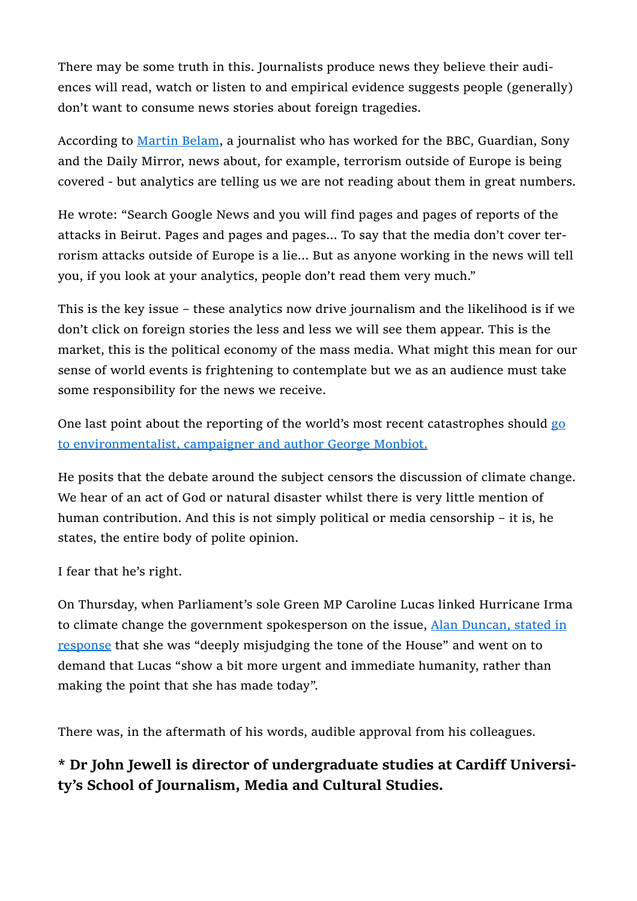There may be some truth in this. Journalists produce news they believe their audiences will read, watch or listen to and empirical evidence suggests people (generally) don't want to consume news stories about foreign tragedies.

According to [Martin Belam](), a journalist who has worked for the BBC, Guardian, Sony and the Daily Mirror, news about, for example, terrorism outside of Europe is being covered - but analytics are telling us we are not reading about them in great numbers.

He wrote: "Search Google News and you will find pages and pages of reports of the attacks in Beirut. Pages and pages and pages... To say that the media don't cover terrorism attacks outside of Europe is a lie... But as anyone working in the news will tell you, if you look at your analytics, people don't read them very much."

This is the key issue – these analytics now drive journalism and the likelihood is if we don't click on foreign stories the less and less we will see them appear. This is the market, this is the political economy of the mass media. What might this mean for our sense of world events is frightening to contemplate but we as an audience must take some responsibility for the news we receive.

One last point about the reporting of the world's most recent catastrophes should [go to environmentalist, campaigner and author George Monbiot.]()

He posits that the debate around the subject censors the discussion of climate change. We hear of an act of God or natural disaster whilst there is very little mention of human contribution. And this is not simply political or media censorship – it is, he states, the entire body of polite opinion.

I fear that he's right.

On Thursday, when Parliament's sole Green MP Caroline Lucas linked Hurricane Irma to climate change the government spokesperson on the issue, [Alan Duncan, stated in response]() that she was "deeply misjudging the tone of the House" and went on to demand that Lucas "show a bit more urgent and immediate humanity, rather than making the point that she has made today".

There was, in the aftermath of his words, audible approval from his colleagues.

**\* Dr John Jewell is director of undergraduate studies at Cardiff University's School of Journalism, Media and Cultural Studies.**